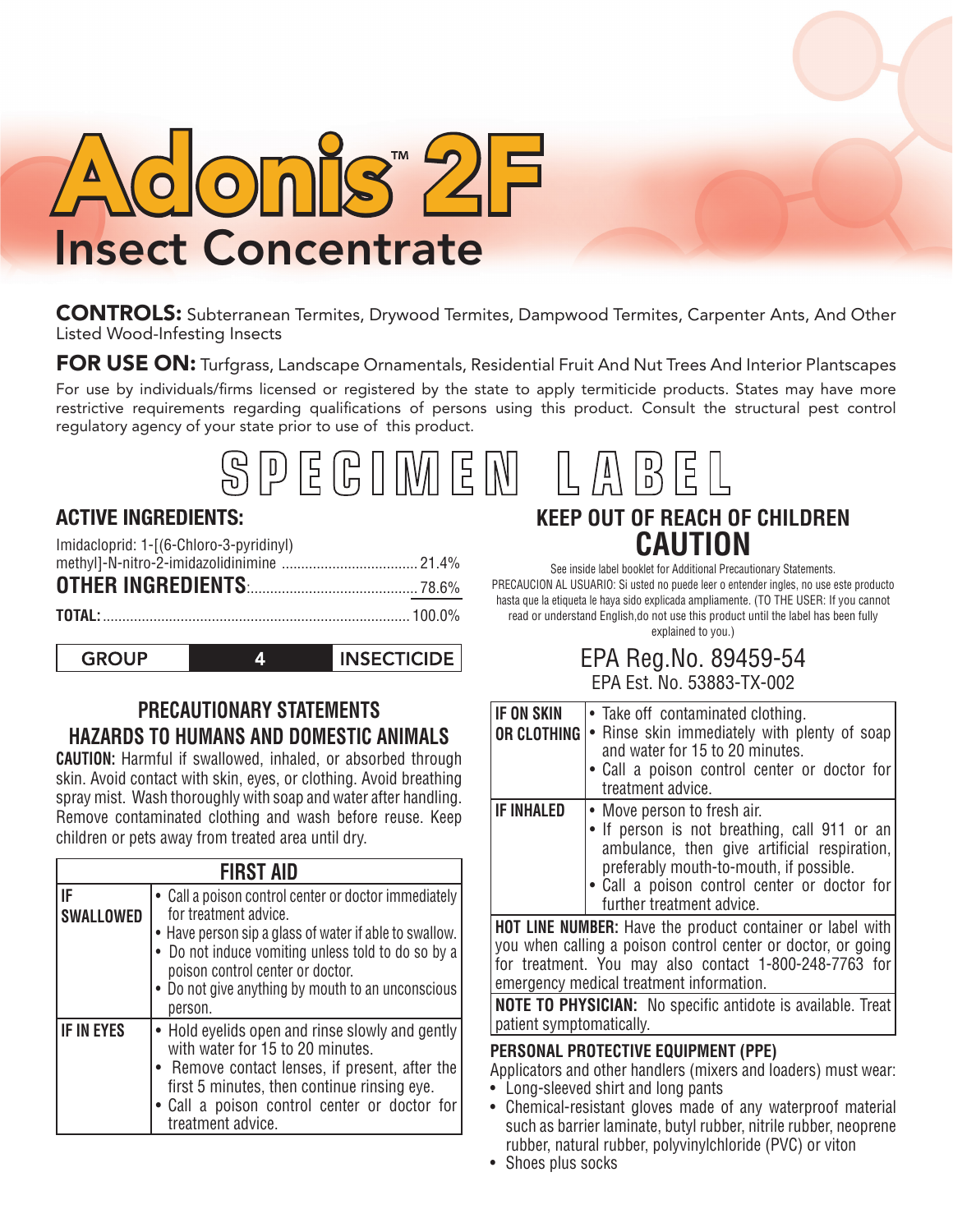# Adonis™ 2F

## Insect Concentrate

**CONTROLS:** Subterranean Termites, Drywood Termites, Dampwood Termites, Carpenter Ants, And Other Listed Wood-Infesting Insects

**FOR USE ON:** Turfgrass, Landscape Ornamentals, Residential Fruit And Nut Trees And Interior Plantscapes

For use by individuals/firms licensed or registered by the state to apply termiticide products. States may have more restrictive requirements regarding qualifications of persons using this product. Consult the structural pest control regulatory agency of your state prior to use of this product.

SPECIMEN LABEL

## ACTIVE INGREDIENTS:

Imidacloprid: 1-[(6-Chloro-3-pyridinyl) methyl]-N-nitro-2-imidazolidinimine .................................. 21.4%

**OTHER INGREDIENTS:** ........................................... 78.6%

**TOTAL:** ............................................................................. 100.0%

| GROUP | 4 | INSECTICIDE |
|---|---|---|

## KEEP OUT OF REACH OF CHILDREN

## CAUTION

See inside label booklet for Additional Precautionary Statements.

PRECAUCION AL USUARIO: Si usted no puede leer o entender ingles, no use este producto hasta que la etiqueta le haya sido explicada ampliamente. (TO THE USER: If you cannot read or understand English,do not use this product until the label has been fully explained to you.)

EPA Reg.No. 89459-54

EPA Est. No. 53883-TX-002

## PRECAUTIONARY STATEMENTS

### HAZARDS TO HUMANS AND DOMESTIC ANIMALS

**CAUTION:** Harmful if swallowed, inhaled, or absorbed through skin. Avoid contact with skin, eyes, or clothing. Avoid breathing spray mist. Wash thoroughly with soap and water after handling. Remove contaminated clothing and wash before reuse. Keep children or pets away from treated area until dry.

| FIRST AID | |
|---|---|
| **IF SWALLOWED** | • Call a poison control center or doctor immediately for treatment advice.<br>• Have person sip a glass of water if able to swallow.<br>• Do not induce vomiting unless told to do so by a poison control center or doctor.<br>• Do not give anything by mouth to an unconscious person. |
| **IF IN EYES** | • Hold eyelids open and rinse slowly and gently with water for 15 to 20 minutes.<br>• Remove contact lenses, if present, after the first 5 minutes, then continue rinsing eye.<br>• Call a poison control center or doctor for treatment advice. |
| **IF ON SKIN OR CLOTHING** | • Take off contaminated clothing.<br>• Rinse skin immediately with plenty of soap and water for 15 to 20 minutes.<br>• Call a poison control center or doctor for treatment advice. |
| **IF INHALED** | • Move person to fresh air.<br>• If person is not breathing, call 911 or an ambulance, then give artificial respiration, preferably mouth-to-mouth, if possible.<br>• Call a poison control center or doctor for further treatment advice. |

**HOT LINE NUMBER:** Have the product container or label with you when calling a poison control center or doctor, or going for treatment. You may also contact 1-800-248-7763 for emergency medical treatment information.

**NOTE TO PHYSICIAN:** No specific antidote is available. Treat patient symptomatically.

### PERSONAL PROTECTIVE EQUIPMENT (PPE)

Applicators and other handlers (mixers and loaders) must wear:

- Long-sleeved shirt and long pants
- Chemical-resistant gloves made of any waterproof material such as barrier laminate, butyl rubber, nitrile rubber, neoprene rubber, natural rubber, polyvinylchloride (PVC) or viton
- Shoes plus socks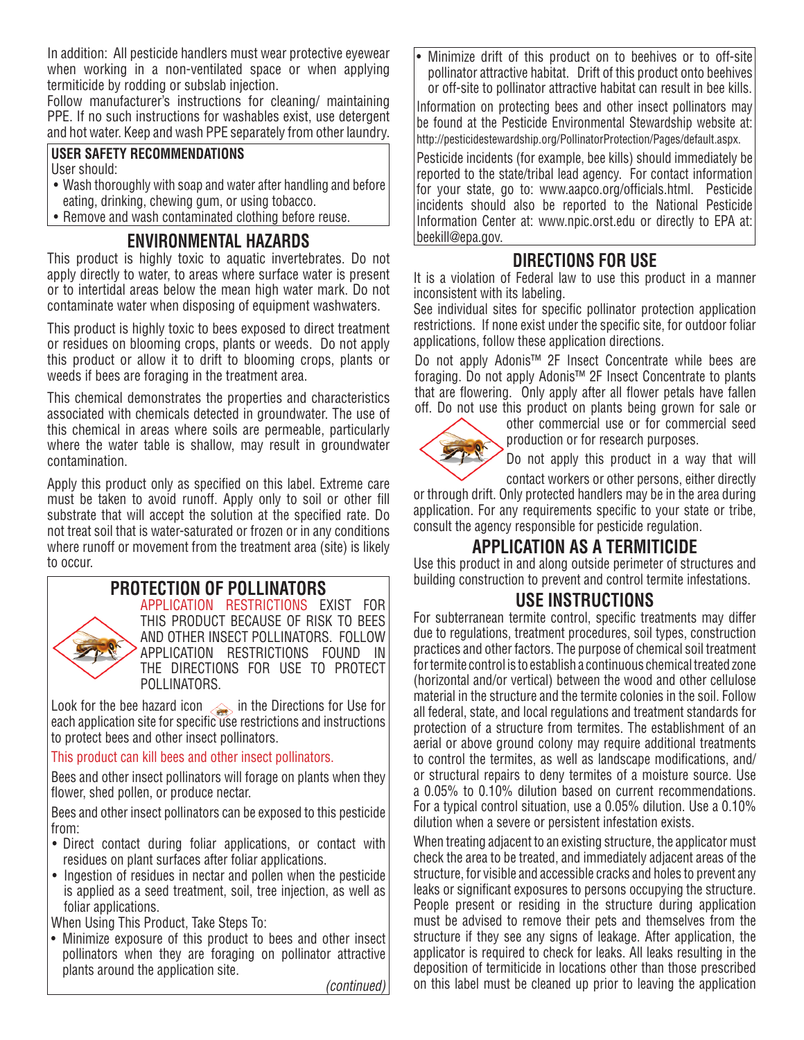In addition: All pesticide handlers must wear protective eyewear when working in a non-ventilated space or when applying termiticide by rodding or subslab injection.

Follow manufacturer's instructions for cleaning/ maintaining PPE. If no such instructions for washables exist, use detergent and hot water. Keep and wash PPE separately from other laundry.

**USER SAFETY RECOMMENDATIONS**

User should:

- Wash thoroughly with soap and water after handling and before eating, drinking, chewing gum, or using tobacco.
- Remove and wash contaminated clothing before reuse.

## ENVIRONMENTAL HAZARDS

This product is highly toxic to aquatic invertebrates. Do not apply directly to water, to areas where surface water is present or to intertidal areas below the mean high water mark. Do not contaminate water when disposing of equipment washwaters.

This product is highly toxic to bees exposed to direct treatment or residues on blooming crops, plants or weeds. Do not apply this product or allow it to drift to blooming crops, plants or weeds if bees are foraging in the treatment area.

This chemical demonstrates the properties and characteristics associated with chemicals detected in groundwater. The use of this chemical in areas where soils are permeable, particularly where the water table is shallow, may result in groundwater contamination.

Apply this product only as specified on this label. Extreme care must be taken to avoid runoff. Apply only to soil or other fill substrate that will accept the solution at the specified rate. Do not treat soil that is water-saturated or frozen or in any conditions where runoff or movement from the treatment area (site) is likely to occur.

## PROTECTION OF POLLINATORS

APPLICATION RESTRICTIONS EXIST FOR THIS PRODUCT BECAUSE OF RISK TO BEES AND OTHER INSECT POLLINATORS. FOLLOW APPLICATION RESTRICTIONS FOUND IN THE DIRECTIONS FOR USE TO PROTECT POLLINATORS.

Look for the bee hazard icon in the Directions for Use for each application site for specific use restrictions and instructions to protect bees and other insect pollinators.

This product can kill bees and other insect pollinators.

Bees and other insect pollinators will forage on plants when they flower, shed pollen, or produce nectar.

Bees and other insect pollinators can be exposed to this pesticide from:

- Direct contact during foliar applications, or contact with residues on plant surfaces after foliar applications.
- Ingestion of residues in nectar and pollen when the pesticide is applied as a seed treatment, soil, tree injection, as well as foliar applications.

When Using This Product, Take Steps To:

- Minimize exposure of this product to bees and other insect pollinators when they are foraging on pollinator attractive plants around the application site.
- Minimize drift of this product on to beehives or to off-site pollinator attractive habitat. Drift of this product onto beehives or off-site to pollinator attractive habitat can result in bee kills.

Information on protecting bees and other insect pollinators may be found at the Pesticide Environmental Stewardship website at: http://pesticidestewardship.org/PollinatorProtection/Pages/default.aspx.

Pesticide incidents (for example, bee kills) should immediately be reported to the state/tribal lead agency. For contact information for your state, go to: www.aapco.org/officials.html. Pesticide incidents should also be reported to the National Pesticide Information Center at: www.npic.orst.edu or directly to EPA at: beekill@epa.gov.

## DIRECTIONS FOR USE

It is a violation of Federal law to use this product in a manner inconsistent with its labeling.

See individual sites for specific pollinator protection application restrictions. If none exist under the specific site, for outdoor foliar applications, follow these application directions.

Do not apply Adonis™ 2F Insect Concentrate while bees are foraging. Do not apply Adonis™ 2F Insect Concentrate to plants that are flowering. Only apply after all flower petals have fallen off. Do not use this product on plants being grown for sale or other commercial use or for commercial seed production or for research purposes.

Do not apply this product in a way that will contact workers or other persons, either directly or through drift. Only protected handlers may be in the area during application. For any requirements specific to your state or tribe, consult the agency responsible for pesticide regulation.

## APPLICATION AS A TERMITICIDE

Use this product in and along outside perimeter of structures and building construction to prevent and control termite infestations.

## USE INSTRUCTIONS

For subterranean termite control, specific treatments may differ due to regulations, treatment procedures, soil types, construction practices and other factors. The purpose of chemical soil treatment for termite control is to establish a continuous chemical treated zone (horizontal and/or vertical) between the wood and other cellulose material in the structure and the termite colonies in the soil. Follow all federal, state, and local regulations and treatment standards for protection of a structure from termites. The establishment of an aerial or above ground colony may require additional treatments to control the termites, as well as landscape modifications, and/or structural repairs to deny termites of a moisture source. Use a 0.05% to 0.10% dilution based on current recommendations. For a typical control situation, use a 0.05% dilution. Use a 0.10% dilution when a severe or persistent infestation exists.

When treating adjacent to an existing structure, the applicator must check the area to be treated, and immediately adjacent areas of the structure, for visible and accessible cracks and holes to prevent any leaks or significant exposures to persons occupying the structure. People present or residing in the structure during application must be advised to remove their pets and themselves from the structure if they see any signs of leakage. After application, the applicator is required to check for leaks. All leaks resulting in the deposition of termiticide in locations other than those prescribed on this label must be cleaned up prior to leaving the application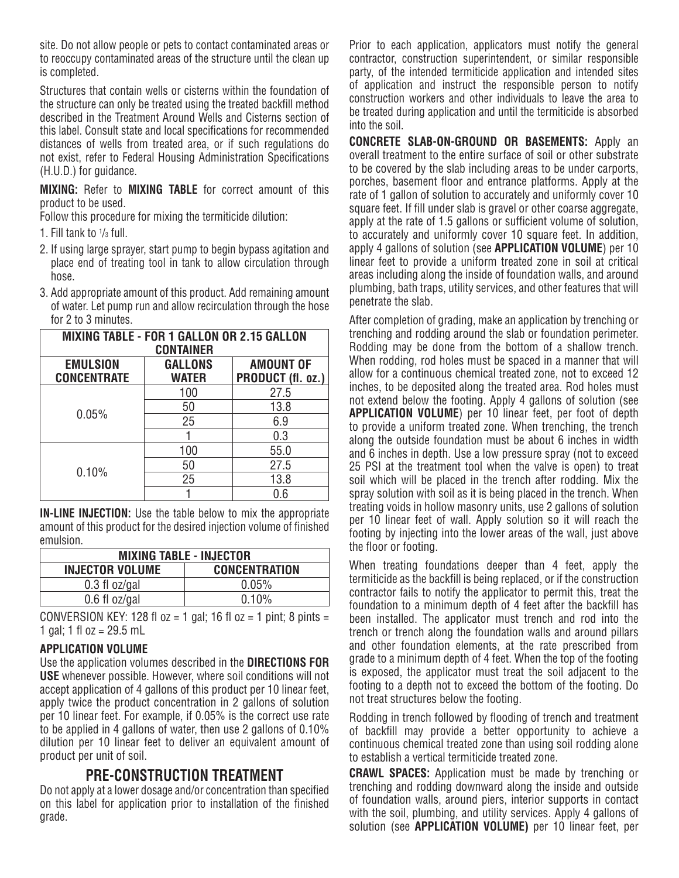site. Do not allow people or pets to contact contaminated areas or to reoccupy contaminated areas of the structure until the clean up is completed.

Structures that contain wells or cisterns within the foundation of the structure can only be treated using the treated backfill method described in the Treatment Around Wells and Cisterns section of this label. Consult state and local specifications for recommended distances of wells from treated area, or if such regulations do not exist, refer to Federal Housing Administration Specifications (H.U.D.) for guidance.

**MIXING:** Refer to **MIXING TABLE** for correct amount of this product to be used.

Follow this procedure for mixing the termiticide dilution:

1. Fill tank to 1/3 full.
2. If using large sprayer, start pump to begin bypass agitation and place end of treating tool in tank to allow circulation through hose.
3. Add appropriate amount of this product. Add remaining amount of water. Let pump run and allow recirculation through the hose for 2 to 3 minutes.

| MIXING TABLE - FOR 1 GALLON OR 2.15 GALLON CONTAINER | | |
|---|---|---|
| **EMULSION CONCENTRATE** | **GALLONS WATER** | **AMOUNT OF PRODUCT (fl. oz.)** |
| 0.05% | 100 | 27.5 |
| | 50 | 13.8 |
| | 25 | 6.9 |
| | 1 | 0.3 |
| 0.10% | 100 | 55.0 |
| | 50 | 27.5 |
| | 25 | 13.8 |
| | 1 | 0.6 |

**IN-LINE INJECTION:** Use the table below to mix the appropriate amount of this product for the desired injection volume of finished emulsion.

| MIXING TABLE - INJECTOR | |
|---|---|
| **INJECTOR VOLUME** | **CONCENTRATION** |
| 0.3 fl oz/gal | 0.05% |
| 0.6 fl oz/gal | 0.10% |

CONVERSION KEY: 128 fl oz = 1 gal; 16 fl oz = 1 pint; 8 pints = 1 gal; 1 fl oz = 29.5 mL

**APPLICATION VOLUME**

Use the application volumes described in the **DIRECTIONS FOR USE** whenever possible. However, where soil conditions will not accept application of 4 gallons of this product per 10 linear feet, apply twice the product concentration in 2 gallons of solution per 10 linear feet. For example, if 0.05% is the correct use rate to be applied in 4 gallons of water, then use 2 gallons of 0.10% dilution per 10 linear feet to deliver an equivalent amount of product per unit of soil.

## PRE-CONSTRUCTION TREATMENT

Do not apply at a lower dosage and/or concentration than specified on this label for application prior to installation of the finished grade.

Prior to each application, applicators must notify the general contractor, construction superintendent, or similar responsible party, of the intended termiticide application and intended sites of application and instruct the responsible person to notify construction workers and other individuals to leave the area to be treated during application and until the termiticide is absorbed into the soil.

**CONCRETE SLAB-ON-GROUND OR BASEMENTS:** Apply an overall treatment to the entire surface of soil or other substrate to be covered by the slab including areas to be under carports, porches, basement floor and entrance platforms. Apply at the rate of 1 gallon of solution to accurately and uniformly cover 10 square feet. If fill under slab is gravel or other coarse aggregate, apply at the rate of 1.5 gallons or sufficient volume of solution, to accurately and uniformly cover 10 square feet. In addition, apply 4 gallons of solution (see **APPLICATION VOLUME**) per 10 linear feet to provide a uniform treated zone in soil at critical areas including along the inside of foundation walls, and around plumbing, bath traps, utility services, and other features that will penetrate the slab.

After completion of grading, make an application by trenching or trenching and rodding around the slab or foundation perimeter. Rodding may be done from the bottom of a shallow trench. When rodding, rod holes must be spaced in a manner that will allow for a continuous chemical treated zone, not to exceed 12 inches, to be deposited along the treated area. Rod holes must not extend below the footing. Apply 4 gallons of solution (see **APPLICATION VOLUME**) per 10 linear feet, per foot of depth to provide a uniform treated zone. When trenching, the trench along the outside foundation must be about 6 inches in width and 6 inches in depth. Use a low pressure spray (not to exceed 25 PSI at the treatment tool when the valve is open) to treat soil which will be placed in the trench after rodding. Mix the spray solution with soil as it is being placed in the trench. When treating voids in hollow masonry units, use 2 gallons of solution per 10 linear feet of wall. Apply solution so it will reach the footing by injecting into the lower areas of the wall, just above the floor or footing.

When treating foundations deeper than 4 feet, apply the termiticide as the backfill is being replaced, or if the construction contractor fails to notify the applicator to permit this, treat the foundation to a minimum depth of 4 feet after the backfill has been installed. The applicator must trench and rod into the trench or trench along the foundation walls and around pillars and other foundation elements, at the rate prescribed from grade to a minimum depth of 4 feet. When the top of the footing is exposed, the applicator must treat the soil adjacent to the footing to a depth not to exceed the bottom of the footing. Do not treat structures below the footing.

Rodding in trench followed by flooding of trench and treatment of backfill may provide a better opportunity to achieve a continuous chemical treated zone than using soil rodding alone to establish a vertical termiticide treated zone.

**CRAWL SPACES:** Application must be made by trenching or trenching and rodding downward along the inside and outside of foundation walls, around piers, interior supports in contact with the soil, plumbing, and utility services. Apply 4 gallons of solution (see **APPLICATION VOLUME)** per 10 linear feet, per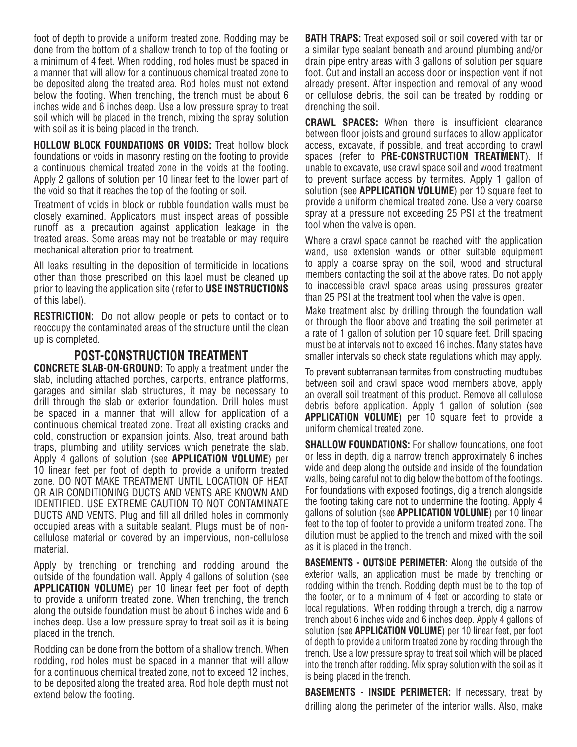foot of depth to provide a uniform treated zone. Rodding may be done from the bottom of a shallow trench to top of the footing or a minimum of 4 feet. When rodding, rod holes must be spaced in a manner that will allow for a continuous chemical treated zone to be deposited along the treated area. Rod holes must not extend below the footing. When trenching, the trench must be about 6 inches wide and 6 inches deep. Use a low pressure spray to treat soil which will be placed in the trench, mixing the spray solution with soil as it is being placed in the trench.

**HOLLOW BLOCK FOUNDATIONS OR VOIDS:** Treat hollow block foundations or voids in masonry resting on the footing to provide a continuous chemical treated zone in the voids at the footing. Apply 2 gallons of solution per 10 linear feet to the lower part of the void so that it reaches the top of the footing or soil.

Treatment of voids in block or rubble foundation walls must be closely examined. Applicators must inspect areas of possible runoff as a precaution against application leakage in the treated areas. Some areas may not be treatable or may require mechanical alteration prior to treatment.

All leaks resulting in the deposition of termiticide in locations other than those prescribed on this label must be cleaned up prior to leaving the application site (refer to **USE INSTRUCTIONS** of this label).

**RESTRICTION:** Do not allow people or pets to contact or to reoccupy the contaminated areas of the structure until the clean up is completed.

## POST-CONSTRUCTION TREATMENT

**CONCRETE SLAB-ON-GROUND:** To apply a treatment under the slab, including attached porches, carports, entrance platforms, garages and similar slab structures, it may be necessary to drill through the slab or exterior foundation. Drill holes must be spaced in a manner that will allow for application of a continuous chemical treated zone. Treat all existing cracks and cold, construction or expansion joints. Also, treat around bath traps, plumbing and utility services which penetrate the slab. Apply 4 gallons of solution (see **APPLICATION VOLUME**) per 10 linear feet per foot of depth to provide a uniform treated zone. DO NOT MAKE TREATMENT UNTIL LOCATION OF HEAT OR AIR CONDITIONING DUCTS AND VENTS ARE KNOWN AND IDENTIFIED. USE EXTREME CAUTION TO NOT CONTAMINATE DUCTS AND VENTS. Plug and fill all drilled holes in commonly occupied areas with a suitable sealant. Plugs must be of non-cellulose material or covered by an impervious, non-cellulose material.

Apply by trenching or trenching and rodding around the outside of the foundation wall. Apply 4 gallons of solution (see **APPLICATION VOLUME**) per 10 linear feet per foot of depth to provide a uniform treated zone. When trenching, the trench along the outside foundation must be about 6 inches wide and 6 inches deep. Use a low pressure spray to treat soil as it is being placed in the trench.

Rodding can be done from the bottom of a shallow trench. When rodding, rod holes must be spaced in a manner that will allow for a continuous chemical treated zone, not to exceed 12 inches, to be deposited along the treated area. Rod hole depth must not extend below the footing.

**BATH TRAPS:** Treat exposed soil or soil covered with tar or a similar type sealant beneath and around plumbing and/or drain pipe entry areas with 3 gallons of solution per square foot. Cut and install an access door or inspection vent if not already present. After inspection and removal of any wood or cellulose debris, the soil can be treated by rodding or drenching the soil.

**CRAWL SPACES:** When there is insufficient clearance between floor joists and ground surfaces to allow applicator access, excavate, if possible, and treat according to crawl spaces (refer to **PRE-CONSTRUCTION TREATMENT**). If unable to excavate, use crawl space soil and wood treatment to prevent surface access by termites. Apply 1 gallon of solution (see **APPLICATION VOLUME**) per 10 square feet to provide a uniform chemical treated zone. Use a very coarse spray at a pressure not exceeding 25 PSI at the treatment tool when the valve is open.

Where a crawl space cannot be reached with the application wand, use extension wands or other suitable equipment to apply a coarse spray on the soil, wood and structural members contacting the soil at the above rates. Do not apply to inaccessible crawl space areas using pressures greater than 25 PSI at the treatment tool when the valve is open.

Make treatment also by drilling through the foundation wall or through the floor above and treating the soil perimeter at a rate of 1 gallon of solution per 10 square feet. Drill spacing must be at intervals not to exceed 16 inches. Many states have smaller intervals so check state regulations which may apply.

To prevent subterranean termites from constructing mudtubes between soil and crawl space wood members above, apply an overall soil treatment of this product. Remove all cellulose debris before application. Apply 1 gallon of solution (see **APPLICATION VOLUME**) per 10 square feet to provide a uniform chemical treated zone.

**SHALLOW FOUNDATIONS:** For shallow foundations, one foot or less in depth, dig a narrow trench approximately 6 inches wide and deep along the outside and inside of the foundation walls, being careful not to dig below the bottom of the footings. For foundations with exposed footings, dig a trench alongside the footing taking care not to undermine the footing. Apply 4 gallons of solution (see **APPLICATION VOLUME**) per 10 linear feet to the top of footer to provide a uniform treated zone. The dilution must be applied to the trench and mixed with the soil as it is placed in the trench.

**BASEMENTS - OUTSIDE PERIMETER:** Along the outside of the exterior walls, an application must be made by trenching or rodding within the trench. Rodding depth must be to the top of the footer, or to a minimum of 4 feet or according to state or local regulations. When rodding through a trench, dig a narrow trench about 6 inches wide and 6 inches deep. Apply 4 gallons of solution (see **APPLICATION VOLUME**) per 10 linear feet, per foot of depth to provide a uniform treated zone by rodding through the trench. Use a low pressure spray to treat soil which will be placed into the trench after rodding. Mix spray solution with the soil as it is being placed in the trench.

**BASEMENTS - INSIDE PERIMETER:** If necessary, treat by drilling along the perimeter of the interior walls. Also, make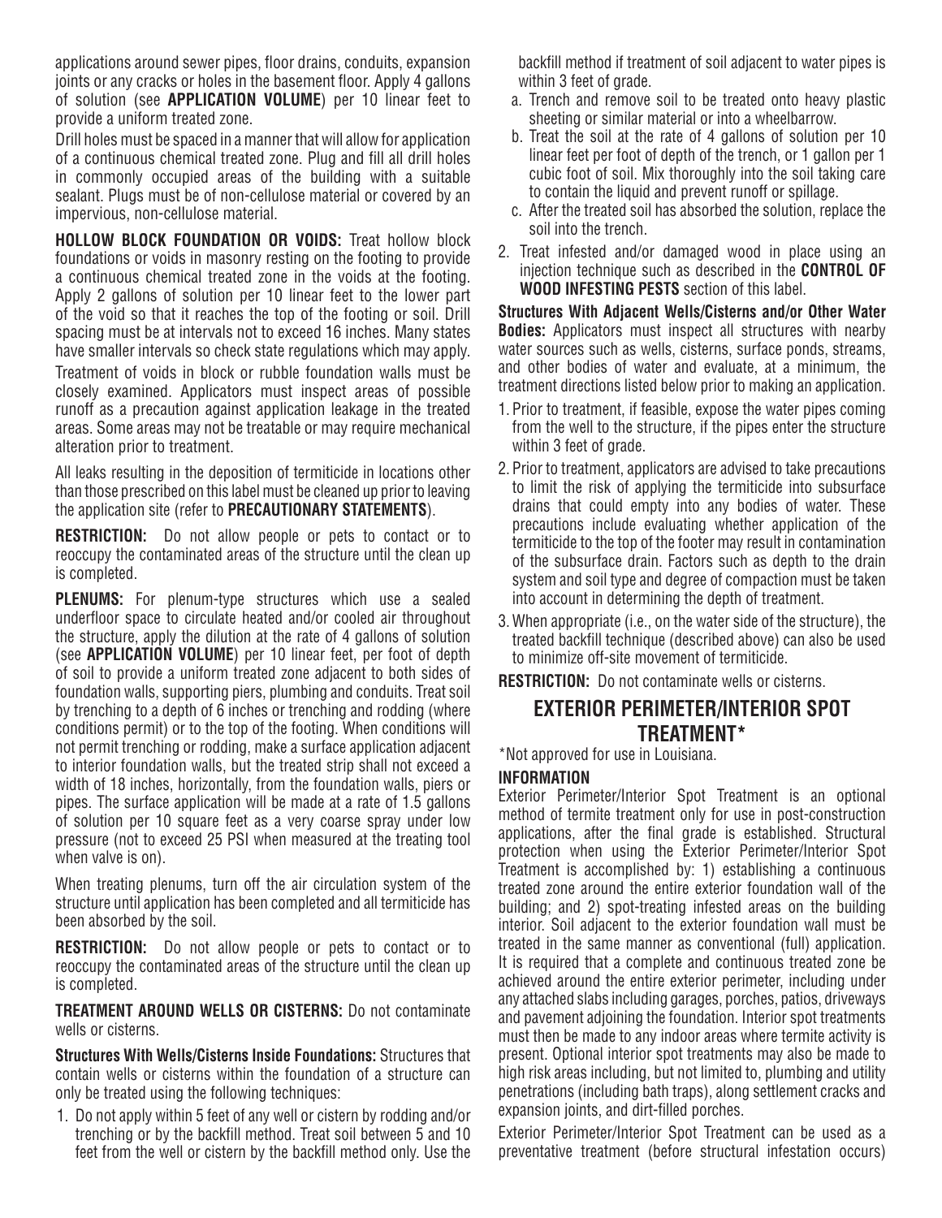applications around sewer pipes, floor drains, conduits, expansion joints or any cracks or holes in the basement floor. Apply 4 gallons of solution (see **APPLICATION VOLUME**) per 10 linear feet to provide a uniform treated zone.

Drill holes must be spaced in a manner that will allow for application of a continuous chemical treated zone. Plug and fill all drill holes in commonly occupied areas of the building with a suitable sealant. Plugs must be of non-cellulose material or covered by an impervious, non-cellulose material.

**HOLLOW BLOCK FOUNDATION OR VOIDS:** Treat hollow block foundations or voids in masonry resting on the footing to provide a continuous chemical treated zone in the voids at the footing. Apply 2 gallons of solution per 10 linear feet to the lower part of the void so that it reaches the top of the footing or soil. Drill spacing must be at intervals not to exceed 16 inches. Many states have smaller intervals so check state regulations which may apply.

Treatment of voids in block or rubble foundation walls must be closely examined. Applicators must inspect areas of possible runoff as a precaution against application leakage in the treated areas. Some areas may not be treatable or may require mechanical alteration prior to treatment.

All leaks resulting in the deposition of termiticide in locations other than those prescribed on this label must be cleaned up prior to leaving the application site (refer to **PRECAUTIONARY STATEMENTS**).

**RESTRICTION:** Do not allow people or pets to contact or to reoccupy the contaminated areas of the structure until the clean up is completed.

**PLENUMS:** For plenum-type structures which use a sealed underfloor space to circulate heated and/or cooled air throughout the structure, apply the dilution at the rate of 4 gallons of solution (see **APPLICATION VOLUME**) per 10 linear feet, per foot of depth of soil to provide a uniform treated zone adjacent to both sides of foundation walls, supporting piers, plumbing and conduits. Treat soil by trenching to a depth of 6 inches or trenching and rodding (where conditions permit) or to the top of the footing. When conditions will not permit trenching or rodding, make a surface application adjacent to interior foundation walls, but the treated strip shall not exceed a width of 18 inches, horizontally, from the foundation walls, piers or pipes. The surface application will be made at a rate of 1.5 gallons of solution per 10 square feet as a very coarse spray under low pressure (not to exceed 25 PSI when measured at the treating tool when valve is on).

When treating plenums, turn off the air circulation system of the structure until application has been completed and all termiticide has been absorbed by the soil.

**RESTRICTION:** Do not allow people or pets to contact or to reoccupy the contaminated areas of the structure until the clean up is completed.

**TREATMENT AROUND WELLS OR CISTERNS:** Do not contaminate wells or cisterns.

**Structures With Wells/Cisterns Inside Foundations:** Structures that contain wells or cisterns within the foundation of a structure can only be treated using the following techniques:

1. Do not apply within 5 feet of any well or cistern by rodding and/or trenching or by the backfill method. Treat soil between 5 and 10 feet from the well or cistern by the backfill method only. Use the backfill method if treatment of soil adjacent to water pipes is within 3 feet of grade.
   a. Trench and remove soil to be treated onto heavy plastic sheeting or similar material or into a wheelbarrow.
   b. Treat the soil at the rate of 4 gallons of solution per 10 linear feet per foot of depth of the trench, or 1 gallon per 1 cubic foot of soil. Mix thoroughly into the soil taking care to contain the liquid and prevent runoff or spillage.
   c. After the treated soil has absorbed the solution, replace the soil into the trench.
2. Treat infested and/or damaged wood in place using an injection technique such as described in the **CONTROL OF WOOD INFESTING PESTS** section of this label.

**Structures With Adjacent Wells/Cisterns and/or Other Water Bodies:** Applicators must inspect all structures with nearby water sources such as wells, cisterns, surface ponds, streams, and other bodies of water and evaluate, at a minimum, the treatment directions listed below prior to making an application.

1. Prior to treatment, if feasible, expose the water pipes coming from the well to the structure, if the pipes enter the structure within 3 feet of grade.
2. Prior to treatment, applicators are advised to take precautions to limit the risk of applying the termiticide into subsurface drains that could empty into any bodies of water. These precautions include evaluating whether application of the termiticide to the top of the footer may result in contamination of the subsurface drain. Factors such as depth to the drain system and soil type and degree of compaction must be taken into account in determining the depth of treatment.
3. When appropriate (i.e., on the water side of the structure), the treated backfill technique (described above) can also be used to minimize off-site movement of termiticide.

**RESTRICTION:** Do not contaminate wells or cisterns.

## EXTERIOR PERIMETER/INTERIOR SPOT TREATMENT*

*Not approved for use in Louisiana.

**INFORMATION**

Exterior Perimeter/Interior Spot Treatment is an optional method of termite treatment only for use in post-construction applications, after the final grade is established. Structural protection when using the Exterior Perimeter/Interior Spot Treatment is accomplished by: 1) establishing a continuous treated zone around the entire exterior foundation wall of the building; and 2) spot-treating infested areas on the building interior. Soil adjacent to the exterior foundation wall must be treated in the same manner as conventional (full) application. It is required that a complete and continuous treated zone be achieved around the entire exterior perimeter, including under any attached slabs including garages, porches, patios, driveways and pavement adjoining the foundation. Interior spot treatments must then be made to any indoor areas where termite activity is present. Optional interior spot treatments may also be made to high risk areas including, but not limited to, plumbing and utility penetrations (including bath traps), along settlement cracks and expansion joints, and dirt-filled porches.

Exterior Perimeter/Interior Spot Treatment can be used as a preventative treatment (before structural infestation occurs)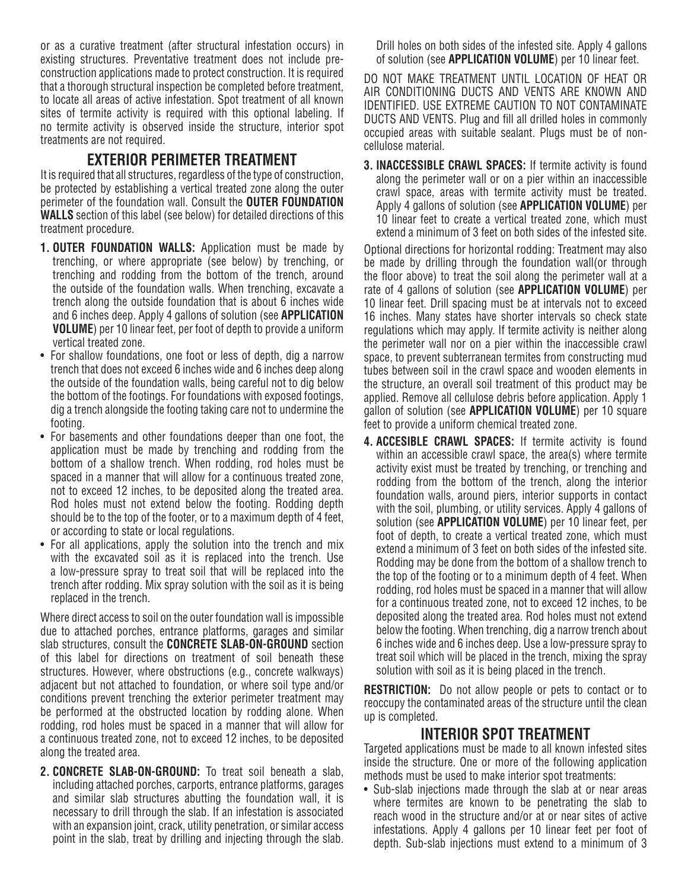or as a curative treatment (after structural infestation occurs) in existing structures. Preventative treatment does not include pre-construction applications made to protect construction. It is required that a thorough structural inspection be completed before treatment, to locate all areas of active infestation. Spot treatment of all known sites of termite activity is required with this optional labeling. If no termite activity is observed inside the structure, interior spot treatments are not required.

## EXTERIOR PERIMETER TREATMENT

It is required that all structures, regardless of the type of construction, be protected by establishing a vertical treated zone along the outer perimeter of the foundation wall. Consult the **OUTER FOUNDATION WALLS** section of this label (see below) for detailed directions of this treatment procedure.

1. **OUTER FOUNDATION WALLS:** Application must be made by trenching, or where appropriate (see below) by trenching, or trenching and rodding from the bottom of the trench, around the outside of the foundation walls. When trenching, excavate a trench along the outside foundation that is about 6 inches wide and 6 inches deep. Apply 4 gallons of solution (see **APPLICATION VOLUME**) per 10 linear feet, per foot of depth to provide a uniform vertical treated zone.

- For shallow foundations, one foot or less of depth, dig a narrow trench that does not exceed 6 inches wide and 6 inches deep along the outside of the foundation walls, being careful not to dig below the bottom of the footings. For foundations with exposed footings, dig a trench alongside the footing taking care not to undermine the footing.
- For basements and other foundations deeper than one foot, the application must be made by trenching and rodding from the bottom of a shallow trench. When rodding, rod holes must be spaced in a manner that will allow for a continuous treated zone, not to exceed 12 inches, to be deposited along the treated area. Rod holes must not extend below the footing. Rodding depth should be to the top of the footer, or to a maximum depth of 4 feet, or according to state or local regulations.
- For all applications, apply the solution into the trench and mix with the excavated soil as it is replaced into the trench. Use a low-pressure spray to treat soil that will be replaced into the trench after rodding. Mix spray solution with the soil as it is being replaced in the trench.

Where direct access to soil on the outer foundation wall is impossible due to attached porches, entrance platforms, garages and similar slab structures, consult the **CONCRETE SLAB-ON-GROUND** section of this label for directions on treatment of soil beneath these structures. However, where obstructions (e.g., concrete walkways) adjacent but not attached to foundation, or where soil type and/or conditions prevent trenching the exterior perimeter treatment may be performed at the obstructed location by rodding alone. When rodding, rod holes must be spaced in a manner that will allow for a continuous treated zone, not to exceed 12 inches, to be deposited along the treated area.

2. **CONCRETE SLAB-ON-GROUND:** To treat soil beneath a slab, including attached porches, carports, entrance platforms, garages and similar slab structures abutting the foundation wall, it is necessary to drill through the slab. If an infestation is associated with an expansion joint, crack, utility penetration, or similar access point in the slab, treat by drilling and injecting through the slab. Drill holes on both sides of the infested site. Apply 4 gallons of solution (see **APPLICATION VOLUME**) per 10 linear feet.

DO NOT MAKE TREATMENT UNTIL LOCATION OF HEAT OR AIR CONDITIONING DUCTS AND VENTS ARE KNOWN AND IDENTIFIED. USE EXTREME CAUTION TO NOT CONTAMINATE DUCTS AND VENTS. Plug and fill all drilled holes in commonly occupied areas with suitable sealant. Plugs must be of non-cellulose material.

3. **INACCESSIBLE CRAWL SPACES:** If termite activity is found along the perimeter wall or on a pier within an inaccessible crawl space, areas with termite activity must be treated. Apply 4 gallons of solution (see **APPLICATION VOLUME**) per 10 linear feet to create a vertical treated zone, which must extend a minimum of 3 feet on both sides of the infested site.

Optional directions for horizontal rodding: Treatment may also be made by drilling through the foundation wall(or through the floor above) to treat the soil along the perimeter wall at a rate of 4 gallons of solution (see **APPLICATION VOLUME**) per 10 linear feet. Drill spacing must be at intervals not to exceed 16 inches. Many states have shorter intervals so check state regulations which may apply. If termite activity is neither along the perimeter wall nor on a pier within the inaccessible crawl space, to prevent subterranean termites from constructing mud tubes between soil in the crawl space and wooden elements in the structure, an overall soil treatment of this product may be applied. Remove all cellulose debris before application. Apply 1 gallon of solution (see **APPLICATION VOLUME**) per 10 square feet to provide a uniform chemical treated zone.

4. **ACCESIBLE CRAWL SPACES:** If termite activity is found within an accessible crawl space, the area(s) where termite activity exist must be treated by trenching, or trenching and rodding from the bottom of the trench, along the interior foundation walls, around piers, interior supports in contact with the soil, plumbing, or utility services. Apply 4 gallons of solution (see **APPLICATION VOLUME**) per 10 linear feet, per foot of depth, to create a vertical treated zone, which must extend a minimum of 3 feet on both sides of the infested site. Rodding may be done from the bottom of a shallow trench to the top of the footing or to a minimum depth of 4 feet. When rodding, rod holes must be spaced in a manner that will allow for a continuous treated zone, not to exceed 12 inches, to be deposited along the treated area. Rod holes must not extend below the footing. When trenching, dig a narrow trench about 6 inches wide and 6 inches deep. Use a low-pressure spray to treat soil which will be placed in the trench, mixing the spray solution with soil as it is being placed in the trench.

**RESTRICTION:** Do not allow people or pets to contact or to reoccupy the contaminated areas of the structure until the clean up is completed.

## INTERIOR SPOT TREATMENT

Targeted applications must be made to all known infested sites inside the structure. One or more of the following application methods must be used to make interior spot treatments:

- Sub-slab injections made through the slab at or near areas where termites are known to be penetrating the slab to reach wood in the structure and/or at or near sites of active infestations. Apply 4 gallons per 10 linear feet per foot of depth. Sub-slab injections must extend to a minimum of 3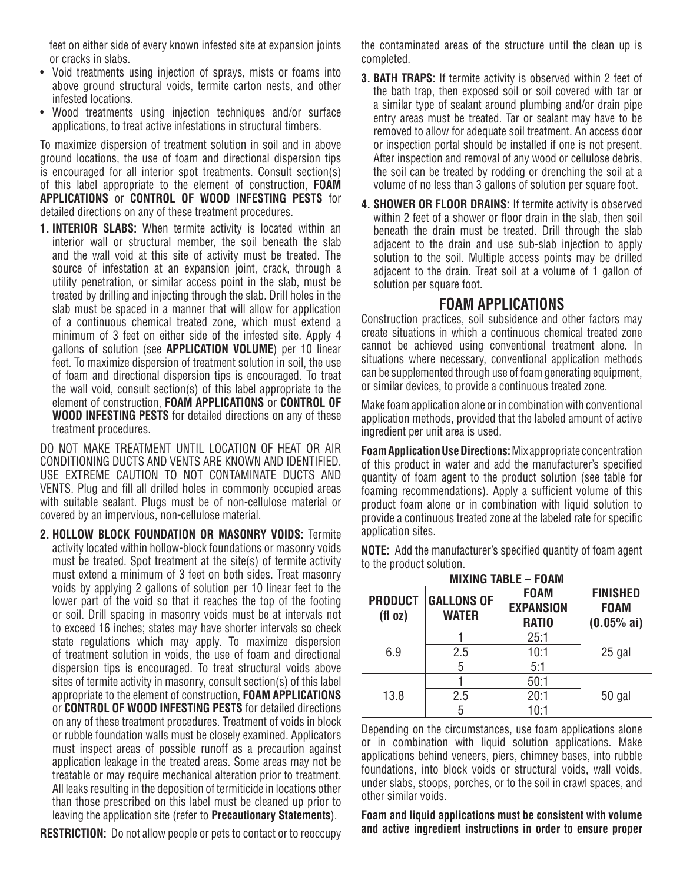feet on either side of every known infested site at expansion joints or cracks in slabs.

- Void treatments using injection of sprays, mists or foams into above ground structural voids, termite carton nests, and other infested locations.
- Wood treatments using injection techniques and/or surface applications, to treat active infestations in structural timbers.

To maximize dispersion of treatment solution in soil and in above ground locations, the use of foam and directional dispersion tips is encouraged for all interior spot treatments. Consult section(s) of this label appropriate to the element of construction, **FOAM APPLICATIONS** or **CONTROL OF WOOD INFESTING PESTS** for detailed directions on any of these treatment procedures.

**1. INTERIOR SLABS:** When termite activity is located within an interior wall or structural member, the soil beneath the slab and the wall void at this site of activity must be treated. The source of infestation at an expansion joint, crack, through a utility penetration, or similar access point in the slab, must be treated by drilling and injecting through the slab. Drill holes in the slab must be spaced in a manner that will allow for application of a continuous chemical treated zone, which must extend a minimum of 3 feet on either side of the infested site. Apply 4 gallons of solution (see **APPLICATION VOLUME**) per 10 linear feet. To maximize dispersion of treatment solution in soil, the use of foam and directional dispersion tips is encouraged. To treat the wall void, consult section(s) of this label appropriate to the element of construction, **FOAM APPLICATIONS** or **CONTROL OF WOOD INFESTING PESTS** for detailed directions on any of these treatment procedures.

DO NOT MAKE TREATMENT UNTIL LOCATION OF HEAT OR AIR CONDITIONING DUCTS AND VENTS ARE KNOWN AND IDENTIFIED. USE EXTREME CAUTION TO NOT CONTAMINATE DUCTS AND VENTS. Plug and fill all drilled holes in commonly occupied areas with suitable sealant. Plugs must be of non-cellulose material or covered by an impervious, non-cellulose material.

**2. HOLLOW BLOCK FOUNDATION OR MASONRY VOIDS:** Termite activity located within hollow-block foundations or masonry voids must be treated. Spot treatment at the site(s) of termite activity must extend a minimum of 3 feet on both sides. Treat masonry voids by applying 2 gallons of solution per 10 linear feet to the lower part of the void so that it reaches the top of the footing or soil. Drill spacing in masonry voids must be at intervals not to exceed 16 inches; states may have shorter intervals so check state regulations which may apply. To maximize dispersion of treatment solution in voids, the use of foam and directional dispersion tips is encouraged. To treat structural voids above sites of termite activity in masonry, consult section(s) of this label appropriate to the element of construction, **FOAM APPLICATIONS** or **CONTROL OF WOOD INFESTING PESTS** for detailed directions on any of these treatment procedures. Treatment of voids in block or rubble foundation walls must be closely examined. Applicators must inspect areas of possible runoff as a precaution against application leakage in the treated areas. Some areas may not be treatable or may require mechanical alteration prior to treatment. All leaks resulting in the deposition of termiticide in locations other than those prescribed on this label must be cleaned up prior to leaving the application site (refer to **Precautionary Statements**).

**RESTRICTION:** Do not allow people or pets to contact or to reoccupy the contaminated areas of the structure until the clean up is completed.

**3. BATH TRAPS:** If termite activity is observed within 2 feet of the bath trap, then exposed soil or soil covered with tar or a similar type of sealant around plumbing and/or drain pipe entry areas must be treated. Tar or sealant may have to be removed to allow for adequate soil treatment. An access door or inspection portal should be installed if one is not present. After inspection and removal of any wood or cellulose debris, the soil can be treated by rodding or drenching the soil at a volume of no less than 3 gallons of solution per square foot.

**4. SHOWER OR FLOOR DRAINS:** If termite activity is observed within 2 feet of a shower or floor drain in the slab, then soil beneath the drain must be treated. Drill through the slab adjacent to the drain and use sub-slab injection to apply solution to the soil. Multiple access points may be drilled adjacent to the drain. Treat soil at a volume of 1 gallon of solution per square foot.

## FOAM APPLICATIONS

Construction practices, soil subsidence and other factors may create situations in which a continuous chemical treated zone cannot be achieved using conventional treatment alone. In situations where necessary, conventional application methods can be supplemented through use of foam generating equipment, or similar devices, to provide a continuous treated zone.

Make foam application alone or in combination with conventional application methods, provided that the labeled amount of active ingredient per unit area is used.

**Foam Application Use Directions:** Mix appropriate concentration of this product in water and add the manufacturer's specified quantity of foam agent to the product solution (see table for foaming recommendations). Apply a sufficient volume of this product foam alone or in combination with liquid solution to provide a continuous treated zone at the labeled rate for specific application sites.

**NOTE:** Add the manufacturer's specified quantity of foam agent to the product solution.

| MIXING TABLE – FOAM | | | |
|---|---|---|---|
| **PRODUCT (fl oz)** | **GALLONS OF WATER** | **FOAM EXPANSION RATIO** | **FINISHED FOAM (0.05% ai)** |
| 6.9 | 1 | 25:1 | 25 gal |
| | 2.5 | 10:1 | |
| | 5 | 5:1 | |
| 13.8 | 1 | 50:1 | 50 gal |
| | 2.5 | 20:1 | |
| | 5 | 10:1 | |

Depending on the circumstances, use foam applications alone or in combination with liquid solution applications. Make applications behind veneers, piers, chimney bases, into rubble foundations, into block voids or structural voids, wall voids, under slabs, stoops, porches, or to the soil in crawl spaces, and other similar voids.

**Foam and liquid applications must be consistent with volume and active ingredient instructions in order to ensure proper**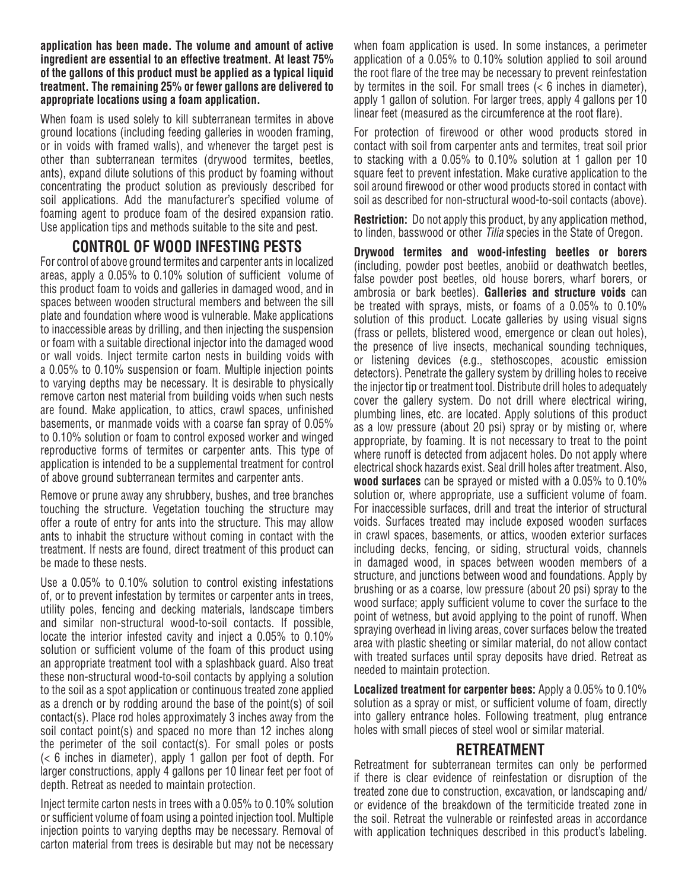**application has been made. The volume and amount of active ingredient are essential to an effective treatment. At least 75% of the gallons of this product must be applied as a typical liquid treatment. The remaining 25% or fewer gallons are delivered to appropriate locations using a foam application.**

When foam is used solely to kill subterranean termites in above ground locations (including feeding galleries in wooden framing, or in voids with framed walls), and whenever the target pest is other than subterranean termites (drywood termites, beetles, ants), expand dilute solutions of this product by foaming without concentrating the product solution as previously described for soil applications. Add the manufacturer's specified volume of foaming agent to produce foam of the desired expansion ratio. Use application tips and methods suitable to the site and pest.

## CONTROL OF WOOD INFESTING PESTS

For control of above ground termites and carpenter ants in localized areas, apply a 0.05% to 0.10% solution of sufficient volume of this product foam to voids and galleries in damaged wood, and in spaces between wooden structural members and between the sill plate and foundation where wood is vulnerable. Make applications to inaccessible areas by drilling, and then injecting the suspension or foam with a suitable directional injector into the damaged wood or wall voids. Inject termite carton nests in building voids with a 0.05% to 0.10% suspension or foam. Multiple injection points to varying depths may be necessary. It is desirable to physically remove carton nest material from building voids when such nests are found. Make application, to attics, crawl spaces, unfinished basements, or manmade voids with a coarse fan spray of 0.05% to 0.10% solution or foam to control exposed worker and winged reproductive forms of termites or carpenter ants. This type of application is intended to be a supplemental treatment for control of above ground subterranean termites and carpenter ants.

Remove or prune away any shrubbery, bushes, and tree branches touching the structure. Vegetation touching the structure may offer a route of entry for ants into the structure. This may allow ants to inhabit the structure without coming in contact with the treatment. If nests are found, direct treatment of this product can be made to these nests.

Use a 0.05% to 0.10% solution to control existing infestations of, or to prevent infestation by termites or carpenter ants in trees, utility poles, fencing and decking materials, landscape timbers and similar non-structural wood-to-soil contacts. If possible, locate the interior infested cavity and inject a 0.05% to 0.10% solution or sufficient volume of the foam of this product using an appropriate treatment tool with a splashback guard. Also treat these non-structural wood-to-soil contacts by applying a solution to the soil as a spot application or continuous treated zone applied as a drench or by rodding around the base of the point(s) of soil contact(s). Place rod holes approximately 3 inches away from the soil contact point(s) and spaced no more than 12 inches along the perimeter of the soil contact(s). For small poles or posts (< 6 inches in diameter), apply 1 gallon per foot of depth. For larger constructions, apply 4 gallons per 10 linear feet per foot of depth. Retreat as needed to maintain protection.

Inject termite carton nests in trees with a 0.05% to 0.10% solution or sufficient volume of foam using a pointed injection tool. Multiple injection points to varying depths may be necessary. Removal of carton material from trees is desirable but may not be necessary when foam application is used. In some instances, a perimeter application of a 0.05% to 0.10% solution applied to soil around the root flare of the tree may be necessary to prevent reinfestation by termites in the soil. For small trees (< 6 inches in diameter), apply 1 gallon of solution. For larger trees, apply 4 gallons per 10 linear feet (measured as the circumference at the root flare).

For protection of firewood or other wood products stored in contact with soil from carpenter ants and termites, treat soil prior to stacking with a 0.05% to 0.10% solution at 1 gallon per 10 square feet to prevent infestation. Make curative application to the soil around firewood or other wood products stored in contact with soil as described for non-structural wood-to-soil contacts (above).

**Restriction:** Do not apply this product, by any application method, to linden, basswood or other *Tilia* species in the State of Oregon.

**Drywood termites and wood-infesting beetles or borers** (including, powder post beetles, anobiid or deathwatch beetles, false powder post beetles, old house borers, wharf borers, or ambrosia or bark beetles). **Galleries and structure voids** can be treated with sprays, mists, or foams of a 0.05% to 0.10% solution of this product. Locate galleries by using visual signs (frass or pellets, blistered wood, emergence or clean out holes), the presence of live insects, mechanical sounding techniques, or listening devices (e.g., stethoscopes, acoustic emission detectors). Penetrate the gallery system by drilling holes to receive the injector tip or treatment tool. Distribute drill holes to adequately cover the gallery system. Do not drill where electrical wiring, plumbing lines, etc. are located. Apply solutions of this product as a low pressure (about 20 psi) spray or by misting or, where appropriate, by foaming. It is not necessary to treat to the point where runoff is detected from adjacent holes. Do not apply where electrical shock hazards exist. Seal drill holes after treatment. Also, **wood surfaces** can be sprayed or misted with a 0.05% to 0.10% solution or, where appropriate, use a sufficient volume of foam. For inaccessible surfaces, drill and treat the interior of structural voids. Surfaces treated may include exposed wooden surfaces in crawl spaces, basements, or attics, wooden exterior surfaces including decks, fencing, or siding, structural voids, channels in damaged wood, in spaces between wooden members of a structure, and junctions between wood and foundations. Apply by brushing or as a coarse, low pressure (about 20 psi) spray to the wood surface; apply sufficient volume to cover the surface to the point of wetness, but avoid applying to the point of runoff. When spraying overhead in living areas, cover surfaces below the treated area with plastic sheeting or similar material, do not allow contact with treated surfaces until spray deposits have dried. Retreat as needed to maintain protection.

**Localized treatment for carpenter bees:** Apply a 0.05% to 0.10% solution as a spray or mist, or sufficient volume of foam, directly into gallery entrance holes. Following treatment, plug entrance holes with small pieces of steel wool or similar material.

## RETREATMENT

Retreatment for subterranean termites can only be performed if there is clear evidence of reinfestation or disruption of the treated zone due to construction, excavation, or landscaping and/or evidence of the breakdown of the termiticide treated zone in the soil. Retreat the vulnerable or reinfested areas in accordance with application techniques described in this product's labeling.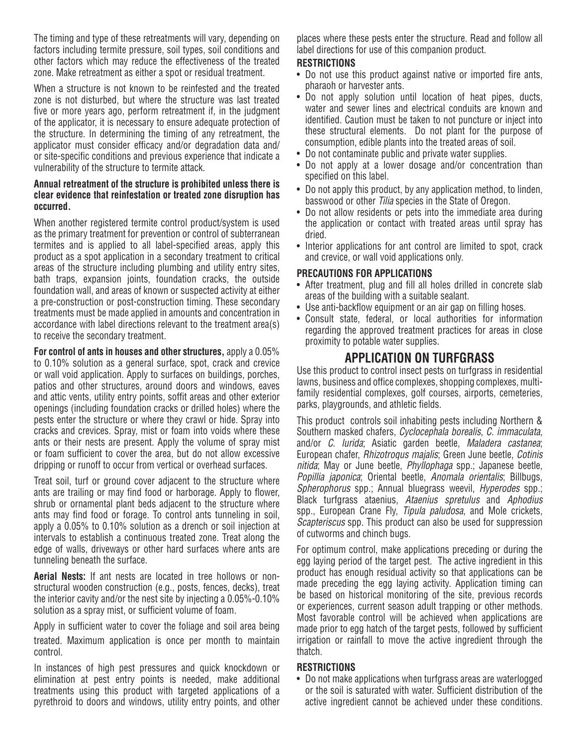The timing and type of these retreatments will vary, depending on factors including termite pressure, soil types, soil conditions and other factors which may reduce the effectiveness of the treated zone. Make retreatment as either a spot or residual treatment.

When a structure is not known to be reinfested and the treated zone is not disturbed, but where the structure was last treated five or more years ago, perform retreatment if, in the judgment of the applicator, it is necessary to ensure adequate protection of the structure. In determining the timing of any retreatment, the applicator must consider efficacy and/or degradation data and/or site-specific conditions and previous experience that indicate a vulnerability of the structure to termite attack.

**Annual retreatment of the structure is prohibited unless there is clear evidence that reinfestation or treated zone disruption has occurred.**

When another registered termite control product/system is used as the primary treatment for prevention or control of subterranean termites and is applied to all label-specified areas, apply this product as a spot application in a secondary treatment to critical areas of the structure including plumbing and utility entry sites, bath traps, expansion joints, foundation cracks, the outside foundation wall, and areas of known or suspected activity at either a pre-construction or post-construction timing. These secondary treatments must be made applied in amounts and concentration in accordance with label directions relevant to the treatment area(s) to receive the secondary treatment.

**For control of ants in houses and other structures,** apply a 0.05% to 0.10% solution as a general surface, spot, crack and crevice or wall void application. Apply to surfaces on buildings, porches, patios and other structures, around doors and windows, eaves and attic vents, utility entry points, soffit areas and other exterior openings (including foundation cracks or drilled holes) where the pests enter the structure or where they crawl or hide. Spray into cracks and crevices. Spray, mist or foam into voids where these ants or their nests are present. Apply the volume of spray mist or foam sufficient to cover the area, but do not allow excessive dripping or runoff to occur from vertical or overhead surfaces.

Treat soil, turf or ground cover adjacent to the structure where ants are trailing or may find food or harborage. Apply to flower, shrub or ornamental plant beds adjacent to the structure where ants may find food or forage. To control ants tunneling in soil, apply a 0.05% to 0.10% solution as a drench or soil injection at intervals to establish a continuous treated zone. Treat along the edge of walls, driveways or other hard surfaces where ants are tunneling beneath the surface.

**Aerial Nests:** If ant nests are located in tree hollows or non-structural wooden construction (e.g., posts, fences, decks), treat the interior cavity and/or the nest site by injecting a 0.05%-0.10% solution as a spray mist, or sufficient volume of foam.

Apply in sufficient water to cover the foliage and soil area being treated. Maximum application is once per month to maintain control.

In instances of high pest pressures and quick knockdown or elimination at pest entry points is needed, make additional treatments using this product with targeted applications of a pyrethroid to doors and windows, utility entry points, and other places where these pests enter the structure. Read and follow all label directions for use of this companion product.

**RESTRICTIONS**

- Do not use this product against native or imported fire ants, pharaoh or harvester ants.
- Do not apply solution until location of heat pipes, ducts, water and sewer lines and electrical conduits are known and identified. Caution must be taken to not puncture or inject into these structural elements. Do not plant for the purpose of consumption, edible plants into the treated areas of soil.
- Do not contaminate public and private water supplies.
- Do not apply at a lower dosage and/or concentration than specified on this label.
- Do not apply this product, by any application method, to linden, basswood or other *Tilia* species in the State of Oregon.
- Do not allow residents or pets into the immediate area during the application or contact with treated areas until spray has dried.
- Interior applications for ant control are limited to spot, crack and crevice, or wall void applications only.

**PRECAUTIONS FOR APPLICATIONS**

- After treatment, plug and fill all holes drilled in concrete slab areas of the building with a suitable sealant.
- Use anti-backflow equipment or an air gap on filling hoses.
- Consult state, federal, or local authorities for information regarding the approved treatment practices for areas in close proximity to potable water supplies.

## APPLICATION ON TURFGRASS

Use this product to control insect pests on turfgrass in residential lawns, business and office complexes, shopping complexes, multi-family residential complexes, golf courses, airports, cemeteries, parks, playgrounds, and athletic fields.

This product controls soil inhabiting pests including Northern & Southern masked chafers, *Cyclocephala borealis*, *C. immaculata*, and/or *C. lurida*; Asiatic garden beetle, *Maladera castanea*; European chafer, *Rhizotroqus majalis*; Green June beetle, *Cotinis nitida*; May or June beetle, *Phyllophaga* spp.; Japanese beetle, *Popillia japonica*; Oriental beetle, *Anomala orientalis*; Billbugs, *Spherophorus* spp.; Annual bluegrass weevil, *Hyperodes* spp.; Black turfgrass ataenius, *Ataenius spretulus* and *Aphodius* spp., European Crane Fly, *Tipula paludosa*, and Mole crickets, *Scapteriscus* spp. This product can also be used for suppression of cutworms and chinch bugs.

For optimum control, make applications preceding or during the egg laying period of the target pest. The active ingredient in this product has enough residual activity so that applications can be made preceding the egg laying activity. Application timing can be based on historical monitoring of the site, previous records or experiences, current season adult trapping or other methods. Most favorable control will be achieved when applications are made prior to egg hatch of the target pests, followed by sufficient irrigation or rainfall to move the active ingredient through the thatch.

**RESTRICTIONS**

- Do not make applications when turfgrass areas are waterlogged or the soil is saturated with water. Sufficient distribution of the active ingredient cannot be achieved under these conditions.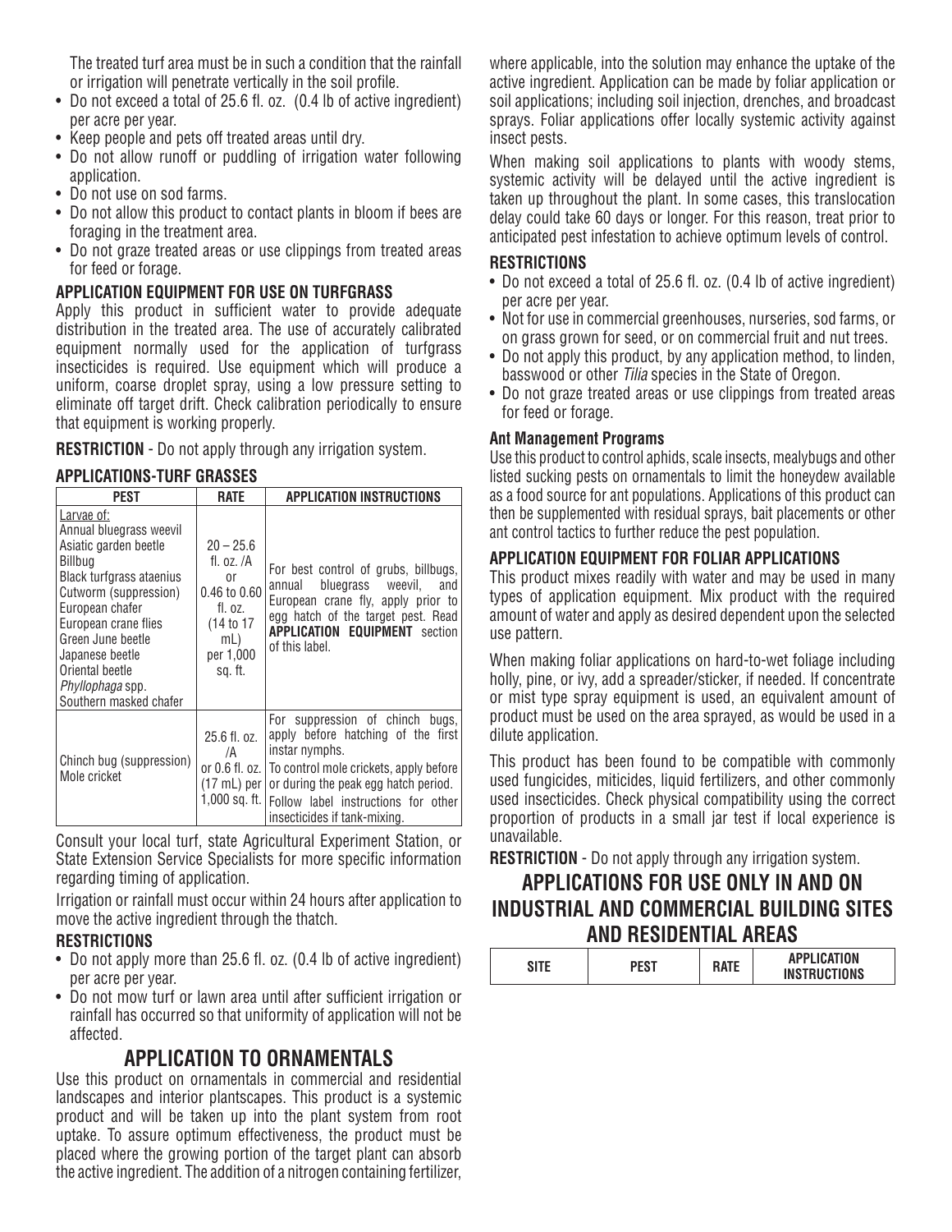The treated turf area must be in such a condition that the rainfall or irrigation will penetrate vertically in the soil profile.

- Do not exceed a total of 25.6 fl. oz. (0.4 lb of active ingredient) per acre per year.
- Keep people and pets off treated areas until dry.
- Do not allow runoff or puddling of irrigation water following application.
- Do not use on sod farms.
- Do not allow this product to contact plants in bloom if bees are foraging in the treatment area.
- Do not graze treated areas or use clippings from treated areas for feed or forage.

**APPLICATION EQUIPMENT FOR USE ON TURFGRASS**

Apply this product in sufficient water to provide adequate distribution in the treated area. The use of accurately calibrated equipment normally used for the application of turfgrass insecticides is required. Use equipment which will produce a uniform, coarse droplet spray, using a low pressure setting to eliminate off target drift. Check calibration periodically to ensure that equipment is working properly.

**RESTRICTION** - Do not apply through any irrigation system.

**APPLICATIONS-TURF GRASSES**

| PEST | RATE | APPLICATION INSTRUCTIONS |
|---|---|---|
| Larvae of: Annual bluegrass weevil, Asiatic garden beetle, Billbug, Black turfgrass ataenius, Cutworm (suppression), European chafer, European crane flies, Green June beetle, Japanese beetle, Oriental beetle, *Phyllophaga* spp., Southern masked chafer | 20 – 25.6 fl. oz. /A or 0.46 to 0.60 fl. oz. (14 to 17 mL) per 1,000 sq. ft. | For best control of grubs, billbugs, annual bluegrass weevil, and European crane fly, apply prior to egg hatch of the target pest. Read **APPLICATION EQUIPMENT** section of this label. |
| Chinch bug (suppression) Mole cricket | 25.6 fl. oz. /A or 0.6 fl. oz. (17 mL) per 1,000 sq. ft. | For suppression of chinch bugs, apply before hatching of the first instar nymphs. To control mole crickets, apply before or during the peak egg hatch period. Follow label instructions for other insecticides if tank-mixing. |

Consult your local turf, state Agricultural Experiment Station, or State Extension Service Specialists for more specific information regarding timing of application.

Irrigation or rainfall must occur within 24 hours after application to move the active ingredient through the thatch.

**RESTRICTIONS**

- Do not apply more than 25.6 fl. oz. (0.4 lb of active ingredient) per acre per year.
- Do not mow turf or lawn area until after sufficient irrigation or rainfall has occurred so that uniformity of application will not be affected.

## APPLICATION TO ORNAMENTALS

Use this product on ornamentals in commercial and residential landscapes and interior plantscapes. This product is a systemic product and will be taken up into the plant system from root uptake. To assure optimum effectiveness, the product must be placed where the growing portion of the target plant can absorb the active ingredient. The addition of a nitrogen containing fertilizer, where applicable, into the solution may enhance the uptake of the active ingredient. Application can be made by foliar application or soil applications; including soil injection, drenches, and broadcast sprays. Foliar applications offer locally systemic activity against insect pests.

When making soil applications to plants with woody stems, systemic activity will be delayed until the active ingredient is taken up throughout the plant. In some cases, this translocation delay could take 60 days or longer. For this reason, treat prior to anticipated pest infestation to achieve optimum levels of control.

**RESTRICTIONS**

- Do not exceed a total of 25.6 fl. oz. (0.4 lb of active ingredient) per acre per year.
- Not for use in commercial greenhouses, nurseries, sod farms, or on grass grown for seed, or on commercial fruit and nut trees.
- Do not apply this product, by any application method, to linden, basswood or other *Tilia* species in the State of Oregon.
- Do not graze treated areas or use clippings from treated areas for feed or forage.

**Ant Management Programs**

Use this product to control aphids, scale insects, mealybugs and other listed sucking pests on ornamentals to limit the honeydew available as a food source for ant populations. Applications of this product can then be supplemented with residual sprays, bait placements or other ant control tactics to further reduce the pest population.

**APPLICATION EQUIPMENT FOR FOLIAR APPLICATIONS**

This product mixes readily with water and may be used in many types of application equipment. Mix product with the required amount of water and apply as desired dependent upon the selected use pattern.

When making foliar applications on hard-to-wet foliage including holly, pine, or ivy, add a spreader/sticker, if needed. If concentrate or mist type spray equipment is used, an equivalent amount of product must be used on the area sprayed, as would be used in a dilute application.

This product has been found to be compatible with commonly used fungicides, miticides, liquid fertilizers, and other commonly used insecticides. Check physical compatibility using the correct proportion of products in a small jar test if local experience is unavailable.

**RESTRICTION** - Do not apply through any irrigation system.

## APPLICATIONS FOR USE ONLY IN AND ON INDUSTRIAL AND COMMERCIAL BUILDING SITES AND RESIDENTIAL AREAS

| SITE | PEST | RATE | APPLICATION INSTRUCTIONS |
|---|---|---|---|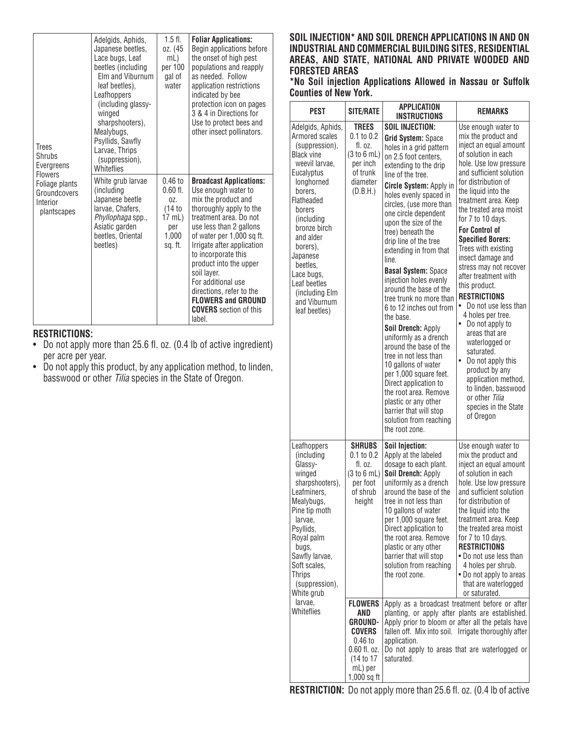| | | | |
|---|---|---|---|
| Trees Shrubs Evergreens Flowers Foliage plants Groundcovers Interior plantscapes | Adelgids, Aphids, Japanese beetles, Lace bugs, Leaf beetles (including Elm and Viburnum leaf beetles), Leafhoppers (including glassy-winged sharpshooters), Mealybugs, Psyllids, Sawfly Larvae, Thrips (suppression), Whiteflies | 1.5 fl. oz. (45 mL) per 100 gal of water | **Foliar Applications:** Begin applications before the onset of high pest populations and reapply as needed. Follow application restrictions indicated by bee protection icon on pages 3 & 4 in Directions for Use to protect bees and other insect pollinators. |
| | White grub larvae (including Japanese beetle larvae, Chafers, *Phyllophaga* spp., Asiatic garden beetles, Oriental beetles) | 0.46 to 0.60 fl. oz. (14 to 17 mL) per 1,000 sq. ft. | **Broadcast Applications:** Use enough water to mix the product and thoroughly apply to the treatment area. Do not use less than 2 gallons of water per 1,000 sq ft. Irrigate after application to incorporate this product into the upper soil layer. For additional use directions, refer to the **FLOWERS and GROUND COVERS** section of this label. |

**RESTRICTIONS:**

- Do not apply more than 25.6 fl. oz. (0.4 lb of active ingredient) per acre per year.
- Do not apply this product, by any application method, to linden, basswood or other *Tilia* species in the State of Oregon.

**SOIL INJECTION\* AND SOIL DRENCH APPLICATIONS IN AND ON INDUSTRIAL AND COMMERCIAL BUILDING SITES, RESIDENTIAL AREAS, AND STATE, NATIONAL AND PRIVATE WOODED AND FORESTED AREAS**

**\*No Soil injection Applications Allowed in Nassau or Suffolk Counties of New York.**

| PEST | SITE/RATE | APPLICATION INSTRUCTIONS | REMARKS |
|---|---|---|---|
| Adelgids, Aphids, Armored scales (suppression), Black vine weevil larvae, Eucalyptus longhorned borers, Flatheaded borers (including bronze birch and alder borers), Japanese beetles, Lace bugs, Leaf beetles (including Elm and Viburnum leaf beetles) | **TREES** 0.1 to 0.2 fl. oz. (3 to 6 mL) per inch of trunk diameter (D.B.H.) | **SOIL INJECTION:** **Grid System:** Space holes in a grid pattern on 2.5 foot centers, extending to the drip line of the tree. **Circle System:** Apply in holes evenly spaced in circles, (use more than one circle dependent upon the size of the tree) beneath the drip line of the tree extending in from that line. **Basal System:** Space injection holes evenly around the base of the tree trunk no more than 6 to 12 inches out from the base. **Soil Drench:** Apply uniformly as a drench around the base of the tree in not less than 10 gallons of water per 1,000 square feet. Direct application to the root area. Remove plastic or any other barrier that will stop solution from reaching the root zone. | Use enough water to mix the product and inject an equal amount of solution in each hole. Use low pressure and sufficient solution for distribution of the liquid into the treatment area. Keep the treated area moist for 7 to 10 days. **For Control of Specified Borers:** Trees with existing insect damage and stress may not recover after treatment with this product. **RESTRICTIONS** • Do not use less than 4 holes per tree. • Do not apply to areas that are waterlogged or saturated. • Do not apply this product by any application method, to linden, basswood or other *Tilia* species in the State of Oregon |
| Leafhoppers (including Glassy-winged sharpshooters), Leafminers, Mealybugs, Pine tip moth larvae, Psyllids, Royal palm bugs, Sawfly larvae, Soft scales, Thrips (suppression), White grub larvae, Whiteflies | **SHRUBS** 0.1 to 0.2 fl. oz. (3 to 6 mL) per foot of shrub height | **Soil Injection:** Apply at the labeled dosage to each plant. **Soil Drench:** Apply uniformly as a drench around the base of the tree in not less than 10 gallons of water per 1,000 square feet. Direct application to the root area. Remove plastic or any other barrier that will stop solution from reaching the root zone. | Use enough water to mix the product and inject an equal amount of solution in each hole. Use low pressure and sufficient solution for distribution of the liquid into the treatment area. Keep the treated area moist for 7 to 10 days. **RESTRICTIONS** • Do not use less than 4 holes per shrub. • Do not apply to areas that are waterlogged or saturated. |
| | **FLOWERS AND GROUND-COVERS** 0.46 to 0.60 fl. oz. (14 to 17 mL) per 1,000 sq ft | Apply as a broadcast treatment before or after planting, or apply after plants are established. Apply prior to bloom or after all the petals have fallen off. Mix into soil. Irrigate thoroughly after application. Do not apply to areas that are waterlogged or saturated. | |

**RESTRICTION:** Do not apply more than 25.6 fl. oz. (0.4 lb of active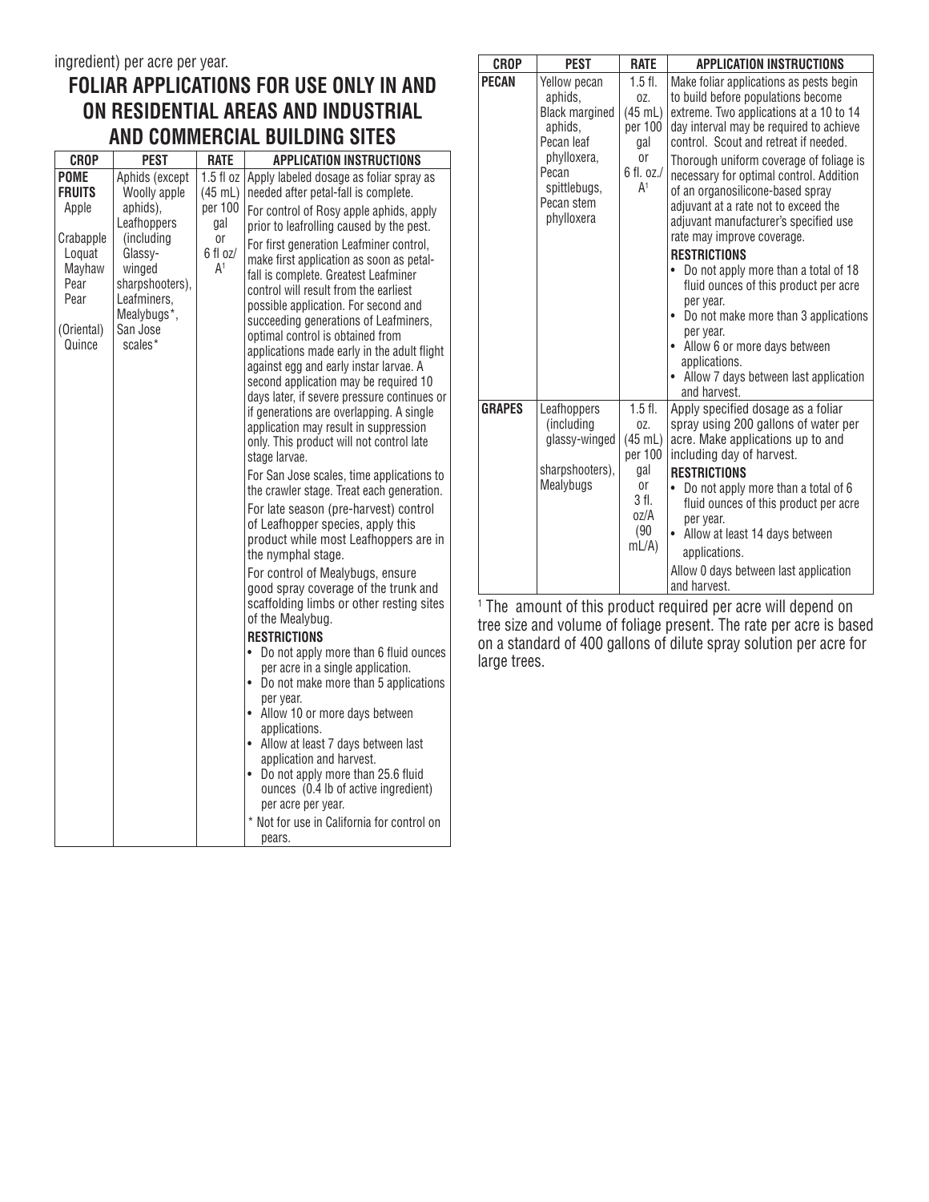ingredient) per acre per year.

## FOLIAR APPLICATIONS FOR USE ONLY IN AND ON RESIDENTIAL AREAS AND INDUSTRIAL AND COMMERCIAL BUILDING SITES

| CROP | PEST | RATE | APPLICATION INSTRUCTIONS |
|---|---|---|---|
| **POME FRUITS**<br>Apple<br>Crabapple<br>Loquat<br>Mayhaw<br>Pear<br>Pear (Oriental)<br>Quince | Aphids (except Woolly apple aphids), Leafhoppers (including Glassy-winged sharpshooters), Leafminers, Mealybugs*, San Jose scales* | 1.5 fl oz (45 mL) per 100 gal or 6 fl oz/A[1] | Apply labeled dosage as foliar spray as needed after petal-fall is complete.<br>For control of Rosy apple aphids, apply prior to leafrolling caused by the pest.<br>For first generation Leafminer control, make first application as soon as petal-fall is complete. Greatest Leafminer control will result from the earliest possible application. For second and succeeding generations of Leafminers, optimal control is obtained from applications made early in the adult flight against egg and early instar larvae. A second application may be required 10 days later, if severe pressure continues or if generations are overlapping. A single application may result in suppression only. This product will not control late stage larvae.<br>For San Jose scales, time applications to the crawler stage. Treat each generation.<br>For late season (pre-harvest) control of Leafhopper species, apply this product while most Leafhoppers are in the nymphal stage.<br>For control of Mealybugs, ensure good spray coverage of the trunk and scaffolding limbs or other resting sites of the Mealybug.<br>**RESTRICTIONS**<br>• Do not apply more than 6 fluid ounces per acre in a single application.<br>• Do not make more than 5 applications per year.<br>• Allow 10 or more days between applications.<br>• Allow at least 7 days between last application and harvest.<br>• Do not apply more than 25.6 fluid ounces (0.4 lb of active ingredient) per acre per year.<br>* Not for use in California for control on pears. |
| **PECAN** | Yellow pecan aphids, Black margined aphids, Pecan leaf phylloxera, Pecan spittlebugs, Pecan stem phylloxera | 1.5 fl. oz. (45 mL) per 100 gal or 6 fl. oz./A[1] | Make foliar applications as pests begin to build before populations become extreme. Two applications at a 10 to 14 day interval may be required to achieve control. Scout and retreat if needed.<br>Thorough uniform coverage of foliage is necessary for optimal control. Addition of an organosilicone-based spray adjuvant at a rate not to exceed the adjuvant manufacturer's specified use rate may improve coverage.<br>**RESTRICTIONS**<br>• Do not apply more than a total of 18 fluid ounces of this product per acre per year.<br>• Do not make more than 3 applications per year.<br>• Allow 6 or more days between applications.<br>• Allow 7 days between last application and harvest. |
| **GRAPES** | Leafhoppers (including glassy-winged sharpshooters), Mealybugs | 1.5 fl. oz. (45 mL) per 100 gal or 3 fl. oz/A (90 mL/A) | Apply specified dosage as a foliar spray using 200 gallons of water per acre. Make applications up to and including day of harvest.<br>**RESTRICTIONS**<br>• Do not apply more than a total of 6 fluid ounces of this product per acre per year.<br>• Allow at least 14 days between applications.<br>Allow 0 days between last application and harvest. |

[1] The amount of this product required per acre will depend on tree size and volume of foliage present. The rate per acre is based on a standard of 400 gallons of dilute spray solution per acre for large trees.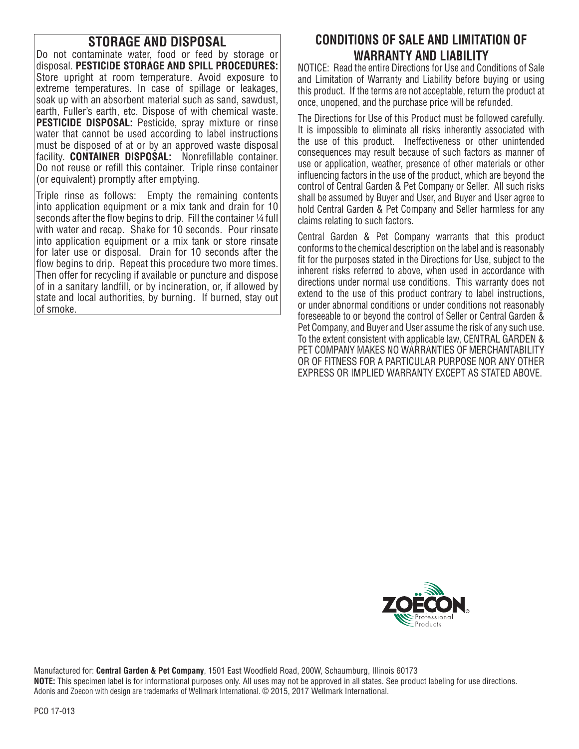## STORAGE AND DISPOSAL

Do not contaminate water, food or feed by storage or disposal. **PESTICIDE STORAGE AND SPILL PROCEDURES:** Store upright at room temperature. Avoid exposure to extreme temperatures. In case of spillage or leakages, soak up with an absorbent material such as sand, sawdust, earth, Fuller's earth, etc. Dispose of with chemical waste. **PESTICIDE DISPOSAL:** Pesticide, spray mixture or rinse water that cannot be used according to label instructions must be disposed of at or by an approved waste disposal facility. **CONTAINER DISPOSAL:** Nonrefillable container. Do not reuse or refill this container. Triple rinse container (or equivalent) promptly after emptying.

Triple rinse as follows: Empty the remaining contents into application equipment or a mix tank and drain for 10 seconds after the flow begins to drip. Fill the container ¼ full with water and recap. Shake for 10 seconds. Pour rinsate into application equipment or a mix tank or store rinsate for later use or disposal. Drain for 10 seconds after the flow begins to drip. Repeat this procedure two more times. Then offer for recycling if available or puncture and dispose of in a sanitary landfill, or by incineration, or, if allowed by state and local authorities, by burning. If burned, stay out of smoke.

## CONDITIONS OF SALE AND LIMITATION OF WARRANTY AND LIABILITY

NOTICE: Read the entire Directions for Use and Conditions of Sale and Limitation of Warranty and Liability before buying or using this product. If the terms are not acceptable, return the product at once, unopened, and the purchase price will be refunded.

The Directions for Use of this Product must be followed carefully. It is impossible to eliminate all risks inherently associated with the use of this product. Ineffectiveness or other unintended consequences may result because of such factors as manner of use or application, weather, presence of other materials or other influencing factors in the use of the product, which are beyond the control of Central Garden & Pet Company or Seller. All such risks shall be assumed by Buyer and User, and Buyer and User agree to hold Central Garden & Pet Company and Seller harmless for any claims relating to such factors.

Central Garden & Pet Company warrants that this product conforms to the chemical description on the label and is reasonably fit for the purposes stated in the Directions for Use, subject to the inherent risks referred to above, when used in accordance with directions under normal use conditions. This warranty does not extend to the use of this product contrary to label instructions, or under abnormal conditions or under conditions not reasonably foreseeable to or beyond the control of Seller or Central Garden & Pet Company, and Buyer and User assume the risk of any such use. To the extent consistent with applicable law, CENTRAL GARDEN & PET COMPANY MAKES NO WARRANTIES OF MERCHANTABILITY OR OF FITNESS FOR A PARTICULAR PURPOSE NOR ANY OTHER EXPRESS OR IMPLIED WARRANTY EXCEPT AS STATED ABOVE.

ZOËCON® Professional Products

Manufactured for: **Central Garden & Pet Company**, 1501 East Woodfield Road, 200W, Schaumburg, Illinois 60173

**NOTE:** This specimen label is for informational purposes only. All uses may not be approved in all states. See product labeling for use directions.

Adonis and Zoecon with design are trademarks of Wellmark International. © 2015, 2017 Wellmark International.

PCO 17-013